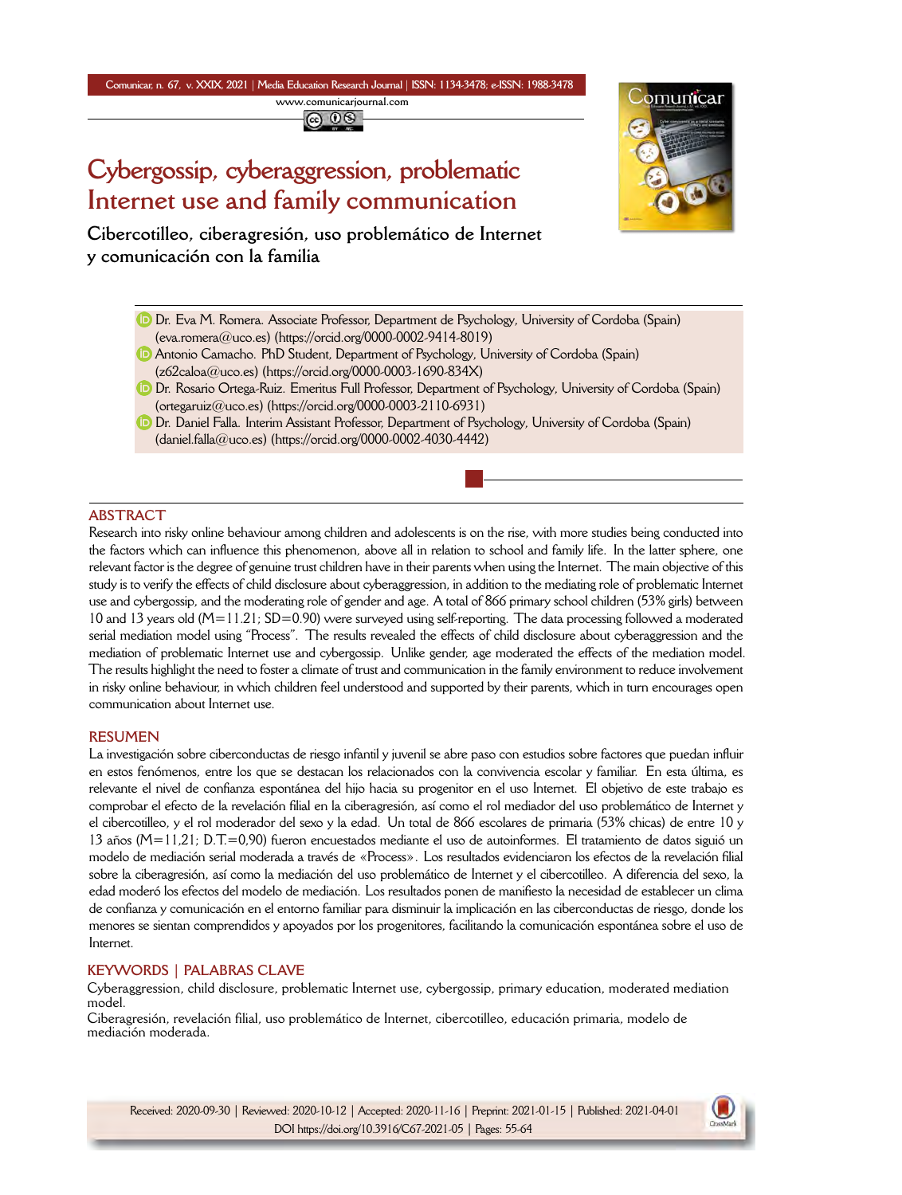# Cybergossip, cyberaggression, problematic Internet use and family communication

## Cibercotilleo, ciberagresión, uso problemático de Internet y comunicación con la familia

Dr. Eva M. Romera. Associate Professor, Department de Psychology, University of Cordoba (Spain) (eva.romera@uco.es) (https://orcid.org/0000-0002-9414-8019)

Antonio Camacho. PhD Student, Department of Psychology, University of Cordoba (Spain) (z62caloa@uco.es) (https://orcid.org/0000-0003-1690-834X)

Dr. Rosario Ortega-Ruiz. Emeritus Full Professor, Department of Psychology, University of Cordoba (Spain) (ortegaruiz@uco.es) (https://orcid.org/0000-0003-2110-6931)

Dr. Daniel Falla. Interim Assistant Professor, Department of Psychology, University of Cordoba (Spain) (daniel.falla@uco.es) (https://orcid.org/0000-0002-4030-4442)

## ABSTRACT

Research into risky online behaviour among children and adolescents is on the rise, with more studies being conducted into the factors which can influence this phenomenon, above all in relation to school and family life. In the latter sphere, one relevant factor is the degree of genuine trust children have in their parents when using the Internet. The main objective of this study is to verify the effects of child disclosure about cyberaggression, in addition to the mediating role of problematic Internet use and cybergossip, and the moderating role of gender and age. A total of 866 primary school children (53% girls) between 10 and 13 years old (M=11.21; SD=0.90) were surveyed using self-reporting. The data processing followed a moderated serial mediation model using "Process". The results revealed the effects of child disclosure about cyberaggression and the mediation of problematic Internet use and cybergossip. Unlike gender, age moderated the effects of the mediation model. The results highlight the need to foster a climate of trust and communication in the family environment to reduce involvement in risky online behaviour, in which children feel understood and supported by their parents, which in turn encourages open communication about Internet use.

## RESUMEN

La investigación sobre ciberconductas de riesgo infantil y juvenil se abre paso con estudios sobre factores que puedan influir en estos fenómenos, entre los que se destacan los relacionados con la convivencia escolar y familiar. En esta última, es relevante el nivel de confianza espontánea del hijo hacia su progenitor en el uso Internet. El objetivo de este trabajo es comprobar el efecto de la revelación filial en la ciberagresión, así como el rol mediador del uso problemático de Internet y el cibercotilleo, y el rol moderador del sexo y la edad. Un total de 866 escolares de primaria (53% chicas) de entre 10 y 13 años (M=11,21; D.T.=0,90) fueron encuestados mediante el uso de autoinformes. El tratamiento de datos siguió un modelo de mediación serial moderada a través de «Process». Los resultados evidenciaron los efectos de la revelación filial sobre la ciberagresión, así como la mediación del uso problemático de Internet y el cibercotilleo. A diferencia del sexo, la edad moderó los efectos del modelo de mediación. Los resultados ponen de manifiesto la necesidad de establecer un clima de confianza y comunicación en el entorno familiar para disminuir la implicación en las ciberconductas de riesgo, donde los menores se sientan comprendidos y apoyados por los progenitores, facilitando la comunicación espontánea sobre el uso de Internet.

## KEYWORDS | PALABRAS CLAVE

Cyberaggression, child disclosure, problematic Internet use, cybergossip, primary education, moderated mediation model.

Ciberagresión, revelación filial, uso problemático de Internet, cibercotilleo, educación primaria, modelo de mediación moderada.

Received: 2020-09-30 | Reviewed: 2020-10-12 | Accepted: 2020-11-16 | Preprint: 2021-01-15 | Published: 2021-04-01

DOI https://doi.org/10.3916/C67-2021-05 | Pages: 55-64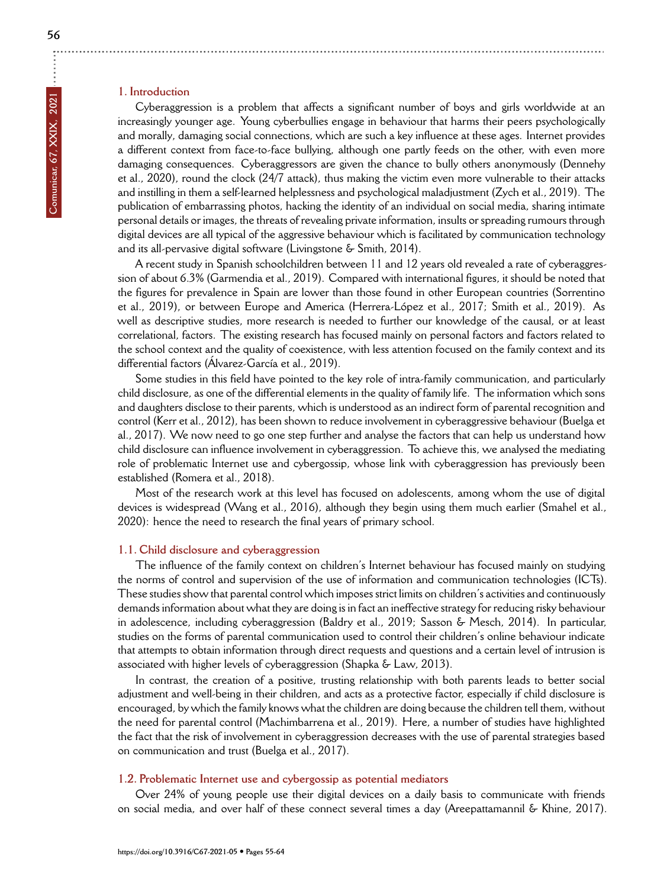## 1. Introduction

Cyberaggression is a problem that affects a significant number of boys and girls worldwide at an increasingly younger age. Young cyberbullies engage in behaviour that harms their peers psychologically and morally, damaging social connections, which are such a key influence at these ages. Internet provides a different context from face-to-face bullying, although one partly feeds on the other, with even more damaging consequences. Cyberaggressors are given the chance to bully others anonymously (Dennehy et al., 2020), round the clock (24/7 attack), thus making the victim even more vulnerable to their attacks and instilling in them a self-learned helplessness and psychological maladjustment (Zych et al., 2019). The publication of embarrassing photos, hacking the identity of an individual on social media, sharing intimate personal details or images, the threats of revealing private information, insults or spreading rumours through digital devices are all typical of the aggressive behaviour which is facilitated by communication technology and its all-pervasive digital software (Livingstone & Smith, 2014).

A recent study in Spanish schoolchildren between 11 and 12 years old revealed a rate of cyberaggression of about 6.3% (Garmendia et al., 2019). Compared with international figures, it should be noted that the figures for prevalence in Spain are lower than those found in other European countries (Sorrentino et al., 2019), or between Europe and America (Herrera-López et al., 2017; Smith et al., 2019). As well as descriptive studies, more research is needed to further our knowledge of the causal, or at least correlational, factors. The existing research has focused mainly on personal factors and factors related to the school context and the quality of coexistence, with less attention focused on the family context and its differential factors (Álvarez-García et al., 2019).

Some studies in this field have pointed to the key role of intra-family communication, and particularly child disclosure, as one of the differential elements in the quality of family life. The information which sons and daughters disclose to their parents, which is understood as an indirect form of parental recognition and control (Kerr et al., 2012), has been shown to reduce involvement in cyberaggressive behaviour (Buelga et al., 2017). We now need to go one step further and analyse the factors that can help us understand how child disclosure can influence involvement in cyberaggression. To achieve this, we analysed the mediating role of problematic Internet use and cybergossip, whose link with cyberaggression has previously been established (Romera et al., 2018).

Most of the research work at this level has focused on adolescents, among whom the use of digital devices is widespread (Wang et al., 2016), although they begin using them much earlier (Smahel et al., 2020): hence the need to research the final years of primary school.

### 1.1. Child disclosure and cyberaggression

The influence of the family context on children's Internet behaviour has focused mainly on studying the norms of control and supervision of the use of information and communication technologies (ICTs). These studies show that parental control which imposes strict limits on children's activities and continuously demands information about what they are doing is in fact an ineffective strategy for reducing risky behaviour in adolescence, including cyberaggression (Baldry et al., 2019; Sasson & Mesch, 2014). In particular, studies on the forms of parental communication used to control their children's online behaviour indicate that attempts to obtain information through direct requests and questions and a certain level of intrusion is associated with higher levels of cyberaggression (Shapka & Law, 2013).

In contrast, the creation of a positive, trusting relationship with both parents leads to better social adjustment and well-being in their children, and acts as a protective factor, especially if child disclosure is encouraged, by which the family knows what the children are doing because the children tell them, without the need for parental control (Machimbarrena et al., 2019). Here, a number of studies have highlighted the fact that the risk of involvement in cyberaggression decreases with the use of parental strategies based on communication and trust (Buelga et al., 2017).

### 1.2. Problematic Internet use and cybergossip as potential mediators

Over 24% of young people use their digital devices on a daily basis to communicate with friends on social media, and over half of these connect several times a day (Areepattamannil & Khine, 2017).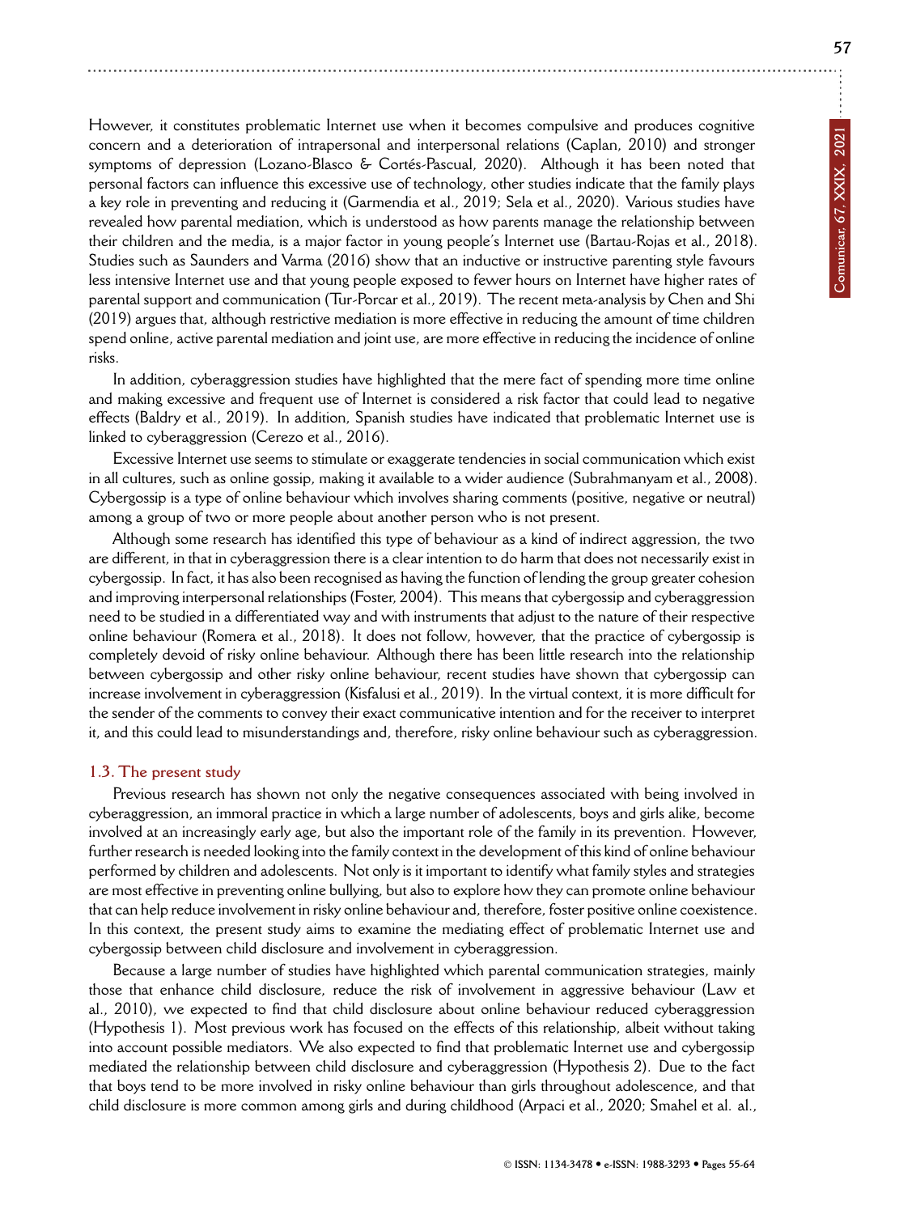However, it constitutes problematic Internet use when it becomes compulsive and produces cognitive concern and a deterioration of intrapersonal and interpersonal relations (Caplan, 2010) and stronger symptoms of depression (Lozano-Blasco & Cortés-Pascual, 2020). Although it has been noted that personal factors can influence this excessive use of technology, other studies indicate that the family plays a key role in preventing and reducing it (Garmendia et al., 2019; Sela et al., 2020). Various studies have revealed how parental mediation, which is understood as how parents manage the relationship between their children and the media, is a major factor in young people's Internet use (Bartau-Rojas et al., 2018). Studies such as Saunders and Varma (2016) show that an inductive or instructive parenting style favours less intensive Internet use and that young people exposed to fewer hours on Internet have higher rates of parental support and communication (Tur-Porcar et al., 2019). The recent meta-analysis by Chen and Shi (2019) argues that, although restrictive mediation is more effective in reducing the amount of time children spend online, active parental mediation and joint use, are more effective in reducing the incidence of online risks.

In addition, cyberaggression studies have highlighted that the mere fact of spending more time online and making excessive and frequent use of Internet is considered a risk factor that could lead to negative effects (Baldry et al., 2019). In addition, Spanish studies have indicated that problematic Internet use is linked to cyberaggression (Cerezo et al., 2016).

Excessive Internet use seems to stimulate or exaggerate tendencies in social communication which exist in all cultures, such as online gossip, making it available to a wider audience (Subrahmanyam et al., 2008). Cybergossip is a type of online behaviour which involves sharing comments (positive, negative or neutral) among a group of two or more people about another person who is not present.

Although some research has identified this type of behaviour as a kind of indirect aggression, the two are different, in that in cyberaggression there is a clear intention to do harm that does not necessarily exist in cybergossip. In fact, it has also been recognised as having the function of lending the group greater cohesion and improving interpersonal relationships (Foster, 2004). This means that cybergossip and cyberaggression need to be studied in a differentiated way and with instruments that adjust to the nature of their respective online behaviour (Romera et al., 2018). It does not follow, however, that the practice of cybergossip is completely devoid of risky online behaviour. Although there has been little research into the relationship between cybergossip and other risky online behaviour, recent studies have shown that cybergossip can increase involvement in cyberaggression (Kisfalusi et al., 2019). In the virtual context, it is more difficult for the sender of the comments to convey their exact communicative intention and for the receiver to interpret it, and this could lead to misunderstandings and, therefore, risky online behaviour such as cyberaggression.

### 1.3. The present study

Previous research has shown not only the negative consequences associated with being involved in cyberaggression, an immoral practice in which a large number of adolescents, boys and girls alike, become involved at an increasingly early age, but also the important role of the family in its prevention. However, further research is needed looking into the family context in the development of this kind of online behaviour performed by children and adolescents. Not only is it important to identify what family styles and strategies are most effective in preventing online bullying, but also to explore how they can promote online behaviour that can help reduce involvement in risky online behaviour and, therefore, foster positive online coexistence. In this context, the present study aims to examine the mediating effect of problematic Internet use and cybergossip between child disclosure and involvement in cyberaggression.

Because a large number of studies have highlighted which parental communication strategies, mainly those that enhance child disclosure, reduce the risk of involvement in aggressive behaviour (Law et al., 2010), we expected to find that child disclosure about online behaviour reduced cyberaggression (Hypothesis 1). Most previous work has focused on the effects of this relationship, albeit without taking into account possible mediators. We also expected to find that problematic Internet use and cybergossip mediated the relationship between child disclosure and cyberaggression (Hypothesis 2). Due to the fact that boys tend to be more involved in risky online behaviour than girls throughout adolescence, and that child disclosure is more common among girls and during childhood (Arpaci et al., 2020; Smahel et al. al.,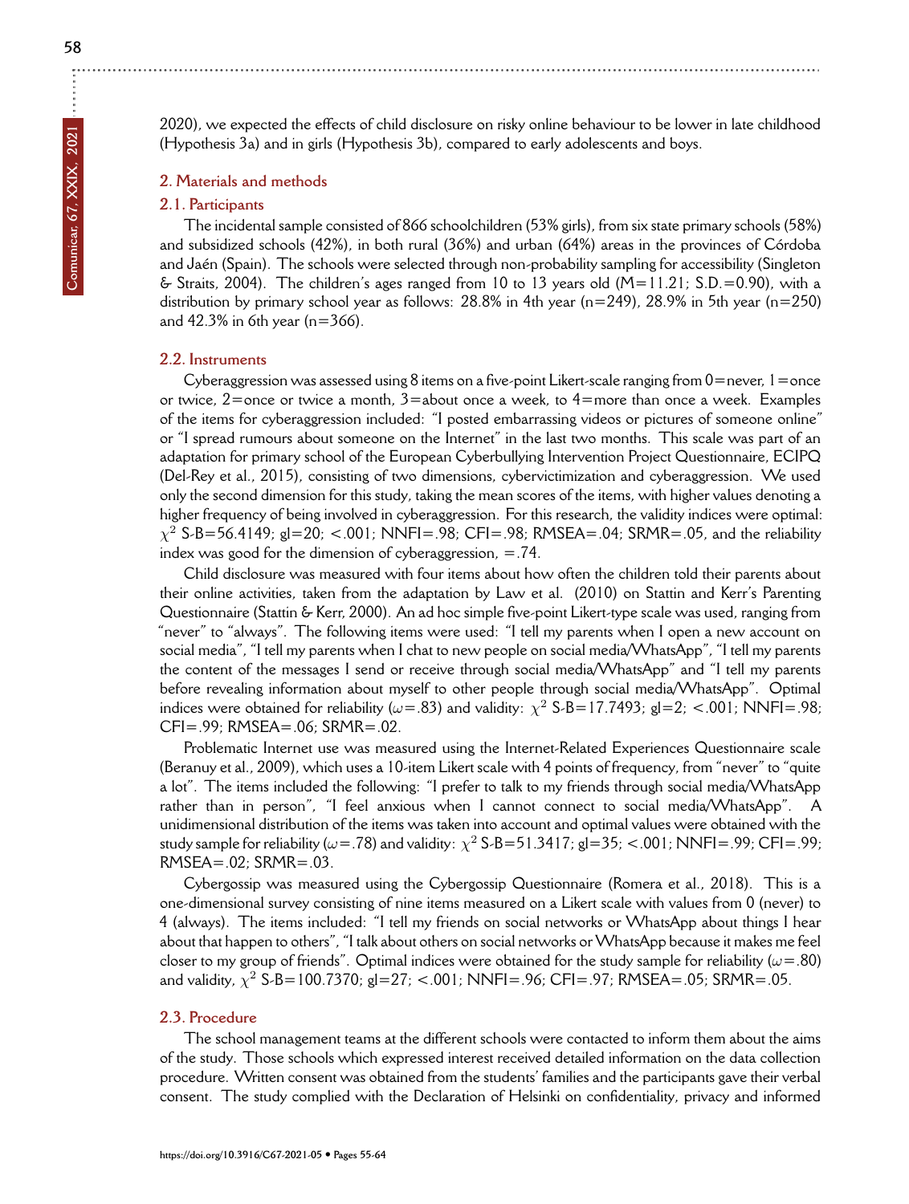2020), we expected the effects of child disclosure on risky online behaviour to be lower in late childhood (Hypothesis 3a) and in girls (Hypothesis 3b), compared to early adolescents and boys.

## 2. Materials and methods

### 2.1. Participants

The incidental sample consisted of 866 schoolchildren (53% girls), from six state primary schools (58%) and subsidized schools (42%), in both rural (36%) and urban (64%) areas in the provinces of Córdoba and Jaén (Spain). The schools were selected through non-probability sampling for accessibility (Singleton & Straits, 2004). The children's ages ranged from 10 to 13 years old (M=11.21; S.D.=0.90), with a distribution by primary school year as follows: 28.8% in 4th year (n=249), 28.9% in 5th year (n=250) and 42.3% in 6th year (n=366).

### 2.2. Instruments

Cyberaggression was assessed using 8 items on a five-point Likert-scale ranging from 0=never, 1=once or twice, 2=once or twice a month, 3=about once a week, to 4=more than once a week. Examples of the items for cyberaggression included: "I posted embarrassing videos or pictures of someone online" or "I spread rumours about someone on the Internet" in the last two months. This scale was part of an adaptation for primary school of the European Cyberbullying Intervention Project Questionnaire, ECIPQ (Del-Rey et al., 2015), consisting of two dimensions, cybervictimization and cyberaggression. We used only the second dimension for this study, taking the mean scores of the items, with higher values denoting a higher frequency of being involved in cyberaggression. For this research, the validity indices were optimal: $\chi^2$ S-B=56.4149; gl=20; <.001; NNFI=.98; CFI=.98; RMSEA=.04; SRMR=.05, and the reliability index was good for the dimension of cyberaggression, =.74.

Child disclosure was measured with four items about how often the children told their parents about their online activities, taken from the adaptation by Law et al. (2010) on Stattin and Kerr's Parenting Questionnaire (Stattin & Kerr, 2000). An ad hoc simple five-point Likert-type scale was used, ranging from "never" to "always". The following items were used: "I tell my parents when I open a new account on social media", "I tell my parents when I chat to new people on social media/WhatsApp", "I tell my parents the content of the messages I send or receive through social media/WhatsApp" and "I tell my parents before revealing information about myself to other people through social media/WhatsApp". Optimal indices were obtained for reliability ($\omega$=.83) and validity: $\chi^2$ S-B=17.7493; gl=2; <.001; NNFI=.98; CFI=.99; RMSEA=.06; SRMR=.02.

Problematic Internet use was measured using the Internet-Related Experiences Questionnaire scale (Beranuy et al., 2009), which uses a 10-item Likert scale with 4 points of frequency, from "never" to "quite a lot". The items included the following: "I prefer to talk to my friends through social media/WhatsApp rather than in person", "I feel anxious when I cannot connect to social media/WhatsApp". A unidimensional distribution of the items was taken into account and optimal values were obtained with the study sample for reliability ($\omega$=.78) and validity: $\chi^2$ S-B=51.3417; gl=35; <.001; NNFI=.99; CFI=.99; RMSEA=.02; SRMR=.03.

Cybergossip was measured using the Cybergossip Questionnaire (Romera et al., 2018). This is a one-dimensional survey consisting of nine items measured on a Likert scale with values from 0 (never) to 4 (always). The items included: "I tell my friends on social networks or WhatsApp about things I hear about that happen to others", "I talk about others on social networks or WhatsApp because it makes me feel closer to my group of friends". Optimal indices were obtained for the study sample for reliability ($\omega$=.80) and validity, $\chi^2$ S-B=100.7370; gl=27; <.001; NNFI=.96; CFI=.97; RMSEA=.05; SRMR=.05.

### 2.3. Procedure

The school management teams at the different schools were contacted to inform them about the aims of the study. Those schools which expressed interest received detailed information on the data collection procedure. Written consent was obtained from the students' families and the participants gave their verbal consent. The study complied with the Declaration of Helsinki on confidentiality, privacy and informed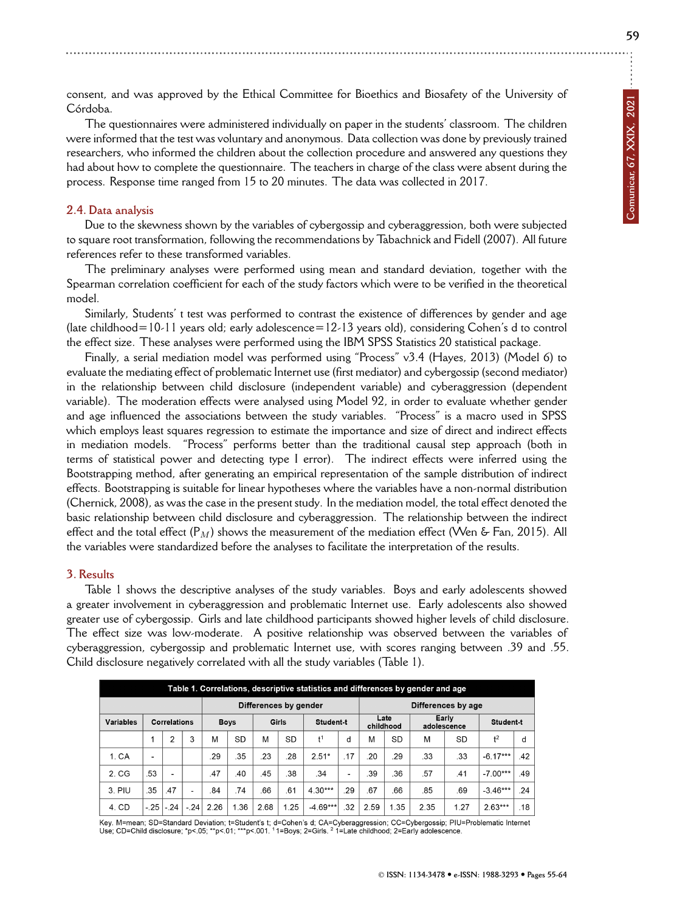consent, and was approved by the Ethical Committee for Bioethics and Biosafety of the University of Córdoba.

The questionnaires were administered individually on paper in the students' classroom. The children were informed that the test was voluntary and anonymous. Data collection was done by previously trained researchers, who informed the children about the collection procedure and answered any questions they had about how to complete the questionnaire. The teachers in charge of the class were absent during the process. Response time ranged from 15 to 20 minutes. The data was collected in 2017.

### 2.4. Data analysis

Due to the skewness shown by the variables of cybergossip and cyberaggression, both were subjected to square root transformation, following the recommendations by Tabachnick and Fidell (2007). All future references refer to these transformed variables.

The preliminary analyses were performed using mean and standard deviation, together with the Spearman correlation coefficient for each of the study factors which were to be verified in the theoretical model.

Similarly, Students' t test was performed to contrast the existence of differences by gender and age (late childhood=10-11 years old; early adolescence=12-13 years old), considering Cohen's d to control the effect size. These analyses were performed using the IBM SPSS Statistics 20 statistical package.

Finally, a serial mediation model was performed using "Process" v3.4 (Hayes, 2013) (Model 6) to evaluate the mediating effect of problematic Internet use (first mediator) and cybergossip (second mediator) in the relationship between child disclosure (independent variable) and cyberaggression (dependent variable). The moderation effects were analysed using Model 92, in order to evaluate whether gender and age influenced the associations between the study variables. "Process" is a macro used in SPSS which employs least squares regression to estimate the importance and size of direct and indirect effects in mediation models. "Process" performs better than the traditional causal step approach (both in terms of statistical power and detecting type I error). The indirect effects were inferred using the Bootstrapping method, after generating an empirical representation of the sample distribution of indirect effects. Bootstrapping is suitable for linear hypotheses where the variables have a non-normal distribution (Chernick, 2008), as was the case in the present study. In the mediation model, the total effect denoted the basic relationship between child disclosure and cyberaggression. The relationship between the indirect effect and the total effect ($P_M$) shows the measurement of the mediation effect (Wen & Fan, 2015). All the variables were standardized before the analyses to facilitate the interpretation of the results.

## 3. Results

Table 1 shows the descriptive analyses of the study variables. Boys and early adolescents showed a greater involvement in cyberaggression and problematic Internet use. Early adolescents also showed greater use of cybergossip. Girls and late childhood participants showed higher levels of child disclosure. The effect size was low-moderate. A positive relationship was observed between the variables of cyberaggression, cybergossip and problematic Internet use, with scores ranging between .39 and .55. Child disclosure negatively correlated with all the study variables (Table 1).

**Table 1. Correlations, descriptive statistics and differences by gender and age**

| | | | | Differences by gender | | | | | | Differences by age | | | | | |
|---|---|---|---|---|---|---|---|---|---|---|---|---|---|---|---|
| Variables | Correlations | | | Boys | | Girls | | Student-t | | Late childhood | | Early adolescence | | Student-t | |
| | 1 | 2 | 3 | M | SD | M | SD | $t^1$ | d | M | SD | M | SD | $t^2$ | d |
| 1. CA | - | | | .29 | .35 | .23 | .28 | 2.51* | .17 | .20 | .29 | .33 | .33 | -6.17*** | .42 |
| 2. CG | .53 | - | | .47 | .40 | .45 | .38 | .34 | - | .39 | .36 | .57 | .41 | -7.00*** | .49 |
| 3. PIU | .35 | .47 | - | .84 | .74 | .66 | .61 | 4.30*** | .29 | .67 | .66 | .85 | .69 | -3.46*** | .24 |
| 4. CD | -.25 | -.24 | -.24 | 2.26 | 1.36 | 2.68 | 1.25 | -4.69*** | .32 | 2.59 | 1.35 | 2.35 | 1.27 | 2.63*** | .18 |

Key. M=mean; SD=Standard Deviation; t=Student's t; d=Cohen's d; CA=Cyberaggression; CC=Cybergossip; PIU=Problematic Internet Use; CD=Child disclosure; *p<.05; **p<.01; ***p<.001. [1] 1=Boys; 2=Girls. [2] 1=Late childhood; 2=Early adolescence.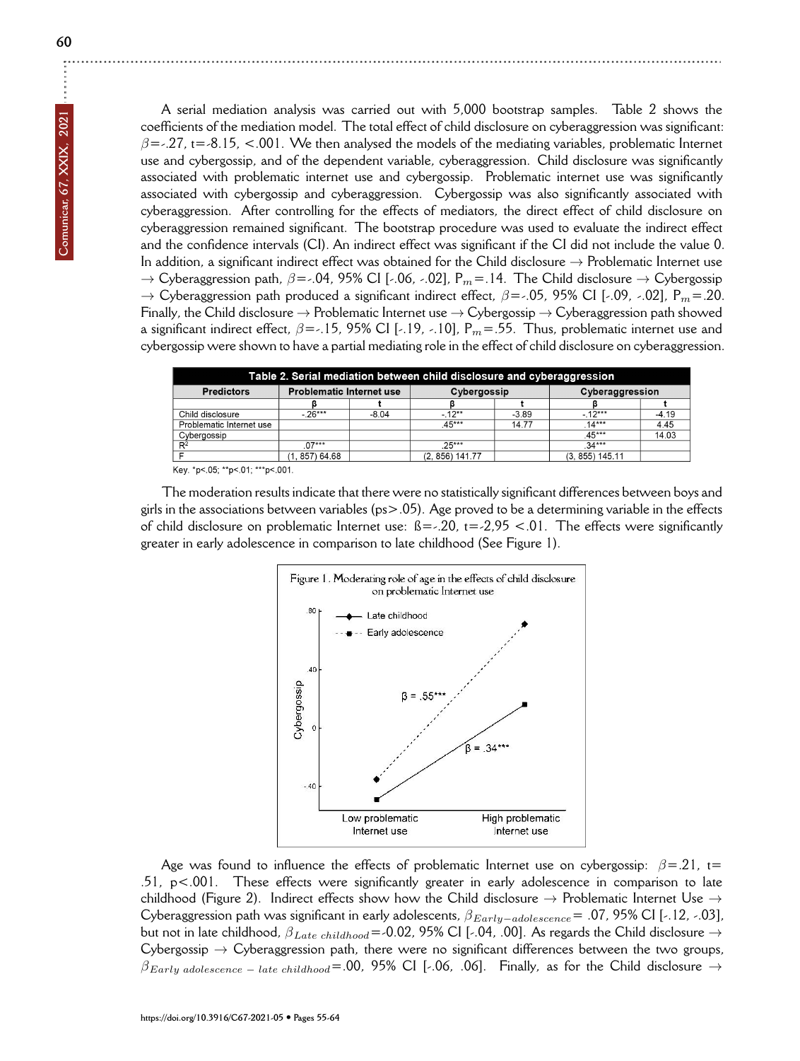A serial mediation analysis was carried out with 5,000 bootstrap samples. Table 2 shows the coefficients of the mediation model. The total effect of child disclosure on cyberaggression was significant: $\beta$=-.27, t=-8.15, <.001. We then analysed the models of the mediating variables, problematic Internet use and cybergossip, and of the dependent variable, cyberaggression. Child disclosure was significantly associated with problematic internet use and cybergossip. Problematic internet use was significantly associated with cybergossip and cyberaggression. Cybergossip was also significantly associated with cyberaggression. After controlling for the effects of mediators, the direct effect of child disclosure on cyberaggression remained significant. The bootstrap procedure was used to evaluate the indirect effect and the confidence intervals (CI). An indirect effect was significant if the CI did not include the value 0. In addition, a significant indirect effect was obtained for the Child disclosure → Problematic Internet use → Cyberaggression path, $\beta$=-.04, 95% CI [-.06, -.02], $P_m$=.14. The Child disclosure → Cybergossip → Cyberaggression path produced a significant indirect effect, $\beta$=-.05, 95% CI [-.09, -.02], $P_m$=.20. Finally, the Child disclosure → Problematic Internet use → Cybergossip → Cyberaggression path showed a significant indirect effect, $\beta$=-.15, 95% CI [-.19, -.10], $P_m$=.55. Thus, problematic internet use and cybergossip were shown to have a partial mediating role in the effect of child disclosure on cyberaggression.

**Table 2. Serial mediation between child disclosure and cyberaggression**

| Predictors | Problematic Internet use | | Cybergossip | | Cyberaggression | |
|---|---|---|---|---|---|---|
| | β | t | β | t | β | t |
| Child disclosure | -.26*** | -8.04 | -.12** | -3.89 | -.12*** | -4.19 |
| Problematic Internet use | | | .45*** | 14.77 | .14*** | 4.45 |
| Cybergossip | | | | | .45*** | 14.03 |
| $R^2$ | .07*** | | .25*** | | .34*** | |
| F | (1, 857) 64.68 | | (2, 856) 141.77 | | (3, 855) 145.11 | |

Key. *p<.05; **p<.01; ***p<.001.

The moderation results indicate that there were no statistically significant differences between boys and girls in the associations between variables (ps>.05). Age proved to be a determining variable in the effects of child disclosure on problematic Internet use: ß=-.20, t=-2,95 <.01. The effects were significantly greater in early adolescence in comparison to late childhood (See Figure 1).

Figure 1. Moderating role of age in the effects of child disclosure on problematic Internet use

Late childhood
Early adolescence
Cybergossip
.80
.40
0
-.40
β = .55***
β = .34***
Low problematic Internet use
High problematic Internet use

Age was found to influence the effects of problematic Internet use on cybergossip: $\beta$=.21, t= .51, p<.001. These effects were significantly greater in early adolescence in comparison to late childhood (Figure 2). Indirect effects show how the Child disclosure → Problematic Internet Use → Cyberaggression path was significant in early adolescents, $\beta_{Early-adolescence}$= .07, 95% CI [-.12, -.03], but not in late childhood, $\beta_{Late\ childhood}$=-0.02, 95% CI [-.04, .00]. As regards the Child disclosure → Cybergossip → Cyberaggression path, there were no significant differences between the two groups, $\beta_{Early\ adolescence\ -\ late\ childhood}$=.00, 95% CI [-.06, .06]. Finally, as for the Child disclosure →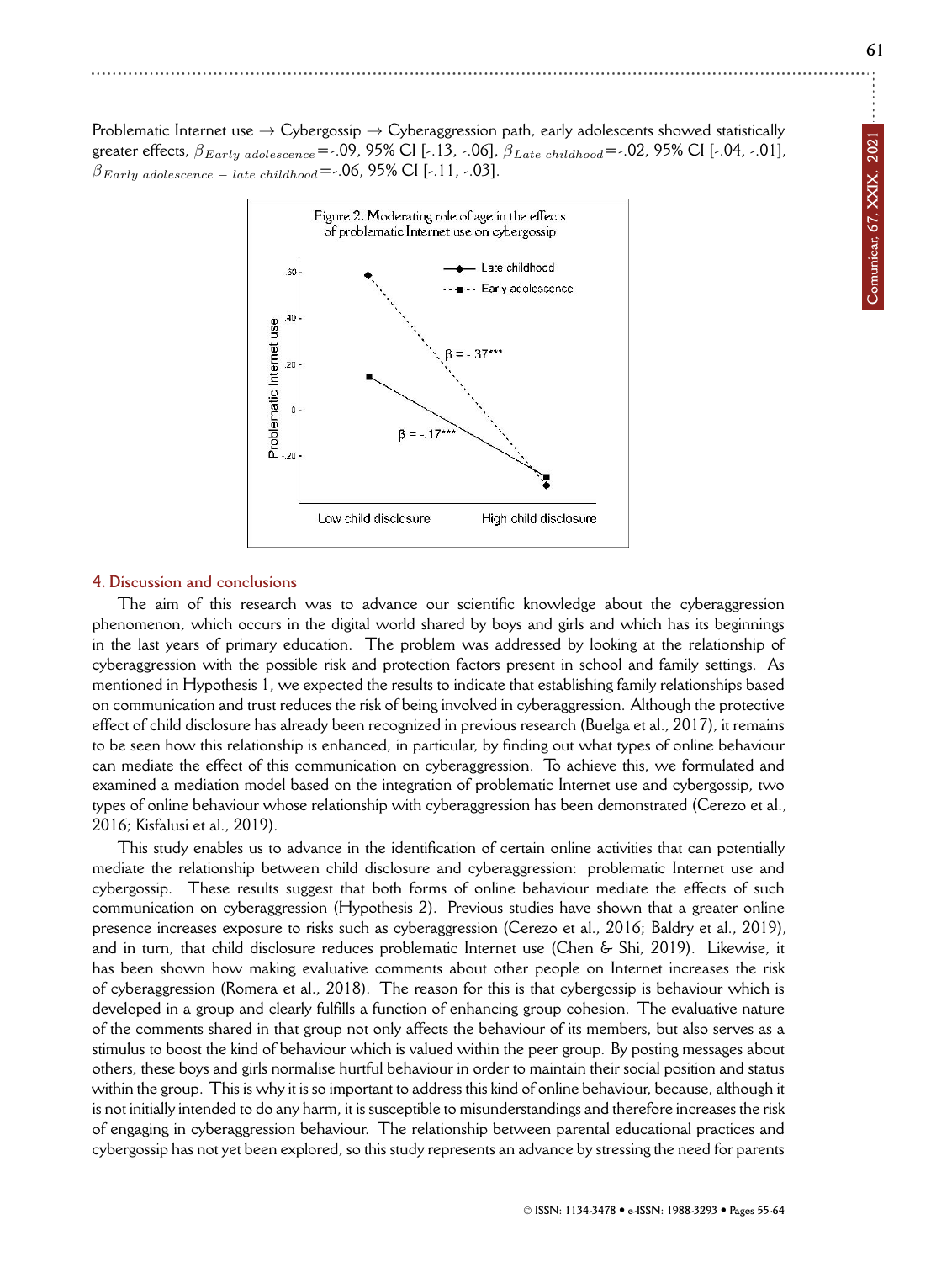Problematic Internet use → Cybergossip → Cyberaggression path, early adolescents showed statistically greater effects, $\beta_{Early\ adolescence}$=-.09, 95% CI [-.13, -.06], $\beta_{Late\ childhood}$=-.02, 95% CI [-.04, -.01], $\beta_{Early\ adolescence\ -\ late\ childhood}$=-.06, 95% CI [-.11, -.03].

Figure 2. Moderating role of age in the effects of problematic Internet use on cybergossip

Late childhood
Early adolescence
Problematic Internet use
.60
.40
.20
0
-.20
β = -.37***
β = -.17***
Low child disclosure
High child disclosure

## 4. Discussion and conclusions

The aim of this research was to advance our scientific knowledge about the cyberaggression phenomenon, which occurs in the digital world shared by boys and girls and which has its beginnings in the last years of primary education. The problem was addressed by looking at the relationship of cyberaggression with the possible risk and protection factors present in school and family settings. As mentioned in Hypothesis 1, we expected the results to indicate that establishing family relationships based on communication and trust reduces the risk of being involved in cyberaggression. Although the protective effect of child disclosure has already been recognized in previous research (Buelga et al., 2017), it remains to be seen how this relationship is enhanced, in particular, by finding out what types of online behaviour can mediate the effect of this communication on cyberaggression. To achieve this, we formulated and examined a mediation model based on the integration of problematic Internet use and cybergossip, two types of online behaviour whose relationship with cyberaggression has been demonstrated (Cerezo et al., 2016; Kisfalusi et al., 2019).

This study enables us to advance in the identification of certain online activities that can potentially mediate the relationship between child disclosure and cyberaggression: problematic Internet use and cybergossip. These results suggest that both forms of online behaviour mediate the effects of such communication on cyberaggression (Hypothesis 2). Previous studies have shown that a greater online presence increases exposure to risks such as cyberaggression (Cerezo et al., 2016; Baldry et al., 2019), and in turn, that child disclosure reduces problematic Internet use (Chen & Shi, 2019). Likewise, it has been shown how making evaluative comments about other people on Internet increases the risk of cyberaggression (Romera et al., 2018). The reason for this is that cybergossip is behaviour which is developed in a group and clearly fulfills a function of enhancing group cohesion. The evaluative nature of the comments shared in that group not only affects the behaviour of its members, but also serves as a stimulus to boost the kind of behaviour which is valued within the peer group. By posting messages about others, these boys and girls normalise hurtful behaviour in order to maintain their social position and status within the group. This is why it is so important to address this kind of online behaviour, because, although it is not initially intended to do any harm, it is susceptible to misunderstandings and therefore increases the risk of engaging in cyberaggression behaviour. The relationship between parental educational practices and cybergossip has not yet been explored, so this study represents an advance by stressing the need for parents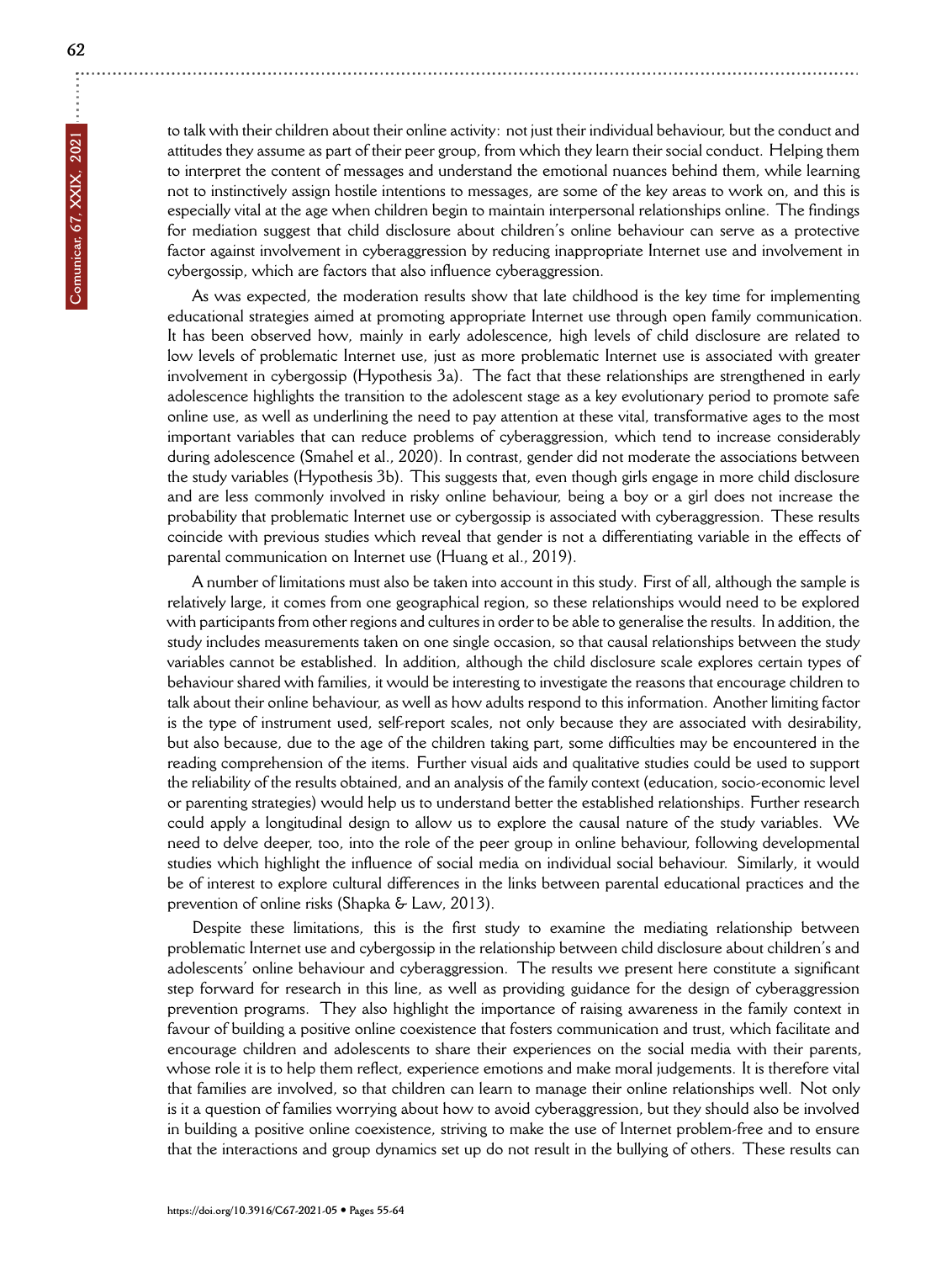to talk with their children about their online activity: not just their individual behaviour, but the conduct and attitudes they assume as part of their peer group, from which they learn their social conduct. Helping them to interpret the content of messages and understand the emotional nuances behind them, while learning not to instinctively assign hostile intentions to messages, are some of the key areas to work on, and this is especially vital at the age when children begin to maintain interpersonal relationships online. The findings for mediation suggest that child disclosure about children's online behaviour can serve as a protective factor against involvement in cyberaggression by reducing inappropriate Internet use and involvement in cybergossip, which are factors that also influence cyberaggression.

As was expected, the moderation results show that late childhood is the key time for implementing educational strategies aimed at promoting appropriate Internet use through open family communication. It has been observed how, mainly in early adolescence, high levels of child disclosure are related to low levels of problematic Internet use, just as more problematic Internet use is associated with greater involvement in cybergossip (Hypothesis 3a). The fact that these relationships are strengthened in early adolescence highlights the transition to the adolescent stage as a key evolutionary period to promote safe online use, as well as underlining the need to pay attention at these vital, transformative ages to the most important variables that can reduce problems of cyberaggression, which tend to increase considerably during adolescence (Smahel et al., 2020). In contrast, gender did not moderate the associations between the study variables (Hypothesis 3b). This suggests that, even though girls engage in more child disclosure and are less commonly involved in risky online behaviour, being a boy or a girl does not increase the probability that problematic Internet use or cybergossip is associated with cyberaggression. These results coincide with previous studies which reveal that gender is not a differentiating variable in the effects of parental communication on Internet use (Huang et al., 2019).

A number of limitations must also be taken into account in this study. First of all, although the sample is relatively large, it comes from one geographical region, so these relationships would need to be explored with participants from other regions and cultures in order to be able to generalise the results. In addition, the study includes measurements taken on one single occasion, so that causal relationships between the study variables cannot be established. In addition, although the child disclosure scale explores certain types of behaviour shared with families, it would be interesting to investigate the reasons that encourage children to talk about their online behaviour, as well as how adults respond to this information. Another limiting factor is the type of instrument used, self-report scales, not only because they are associated with desirability, but also because, due to the age of the children taking part, some difficulties may be encountered in the reading comprehension of the items. Further visual aids and qualitative studies could be used to support the reliability of the results obtained, and an analysis of the family context (education, socio-economic level or parenting strategies) would help us to understand better the established relationships. Further research could apply a longitudinal design to allow us to explore the causal nature of the study variables. We need to delve deeper, too, into the role of the peer group in online behaviour, following developmental studies which highlight the influence of social media on individual social behaviour. Similarly, it would be of interest to explore cultural differences in the links between parental educational practices and the prevention of online risks (Shapka & Law, 2013).

Despite these limitations, this is the first study to examine the mediating relationship between problematic Internet use and cybergossip in the relationship between child disclosure about children's and adolescents' online behaviour and cyberaggression. The results we present here constitute a significant step forward for research in this line, as well as providing guidance for the design of cyberaggression prevention programs. They also highlight the importance of raising awareness in the family context in favour of building a positive online coexistence that fosters communication and trust, which facilitate and encourage children and adolescents to share their experiences on the social media with their parents, whose role it is to help them reflect, experience emotions and make moral judgements. It is therefore vital that families are involved, so that children can learn to manage their online relationships well. Not only is it a question of families worrying about how to avoid cyberaggression, but they should also be involved in building a positive online coexistence, striving to make the use of Internet problem-free and to ensure that the interactions and group dynamics set up do not result in the bullying of others. These results can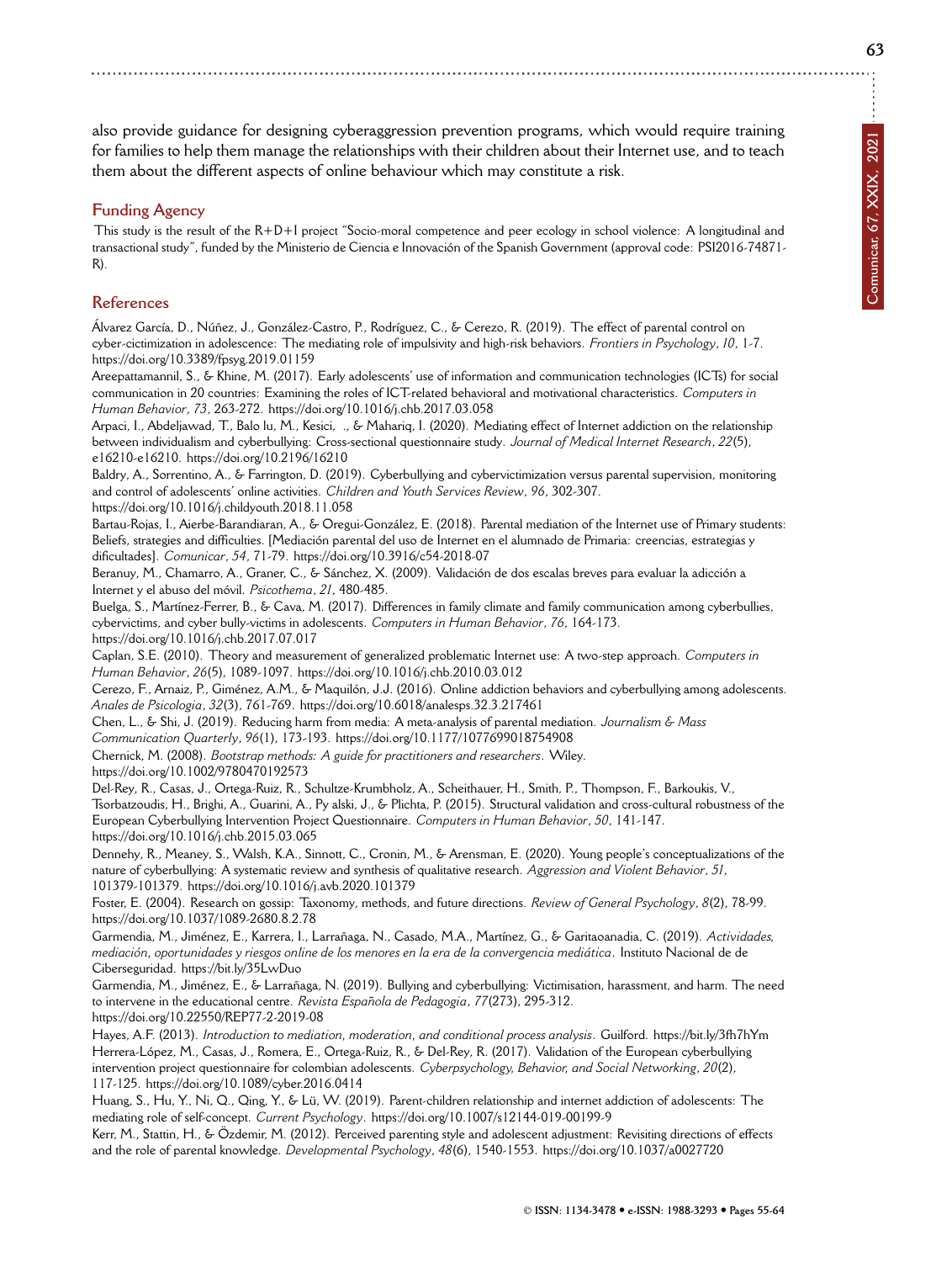also provide guidance for designing cyberaggression prevention programs, which would require training for families to help them manage the relationships with their children about their Internet use, and to teach them about the different aspects of online behaviour which may constitute a risk.

## Funding Agency

This study is the result of the R+D+I project "Socio-moral competence and peer ecology in school violence: A longitudinal and transactional study", funded by the Ministerio de Ciencia e Innovación of the Spanish Government (approval code: PSI2016-74871-R).

## References

Álvarez García, D., Núñez, J., González-Castro, P., Rodríguez, C., & Cerezo, R. (2019). The effect of parental control on cyber-cictimization in adolescence: The mediating role of impulsivity and high-risk behaviors. *Frontiers in Psychology*, *10*, 1-7. https://doi.org/10.3389/fpsyg.2019.01159

Areepattamannil, S., & Khine, M. (2017). Early adolescents' use of information and communication technologies (ICTs) for social communication in 20 countries: Examining the roles of ICT-related behavioral and motivational characteristics. *Computers in Human Behavior*, *73*, 263-272. https://doi.org/10.1016/j.chb.2017.03.058

Arpaci, I., Abdeljawad, T., Balo lu, M., Kesici, ., & Mahariq, I. (2020). Mediating effect of Internet addiction on the relationship between individualism and cyberbullying: Cross-sectional questionnaire study. *Journal of Medical Internet Research*, *22*(5), e16210-e16210. https://doi.org/10.2196/16210

Baldry, A., Sorrentino, A., & Farrington, D. (2019). Cyberbullying and cybervictimization versus parental supervision, monitoring and control of adolescents' online activities. *Children and Youth Services Review*, *96*, 302-307. https://doi.org/10.1016/j.childyouth.2018.11.058

Bartau-Rojas, I., Aierbe-Barandiaran, A., & Oregui-González, E. (2018). Parental mediation of the Internet use of Primary students: Beliefs, strategies and difficulties. [Mediación parental del uso de Internet en el alumnado de Primaria: creencias, estrategias y dificultades]. *Comunicar*, *54*, 71-79. https://doi.org/10.3916/c54-2018-07

Beranuy, M., Chamarro, A., Graner, C., & Sánchez, X. (2009). Validación de dos escalas breves para evaluar la adicción a Internet y el abuso del móvil. *Psicothema*, *21*, 480-485.

Buelga, S., Martínez-Ferrer, B., & Cava, M. (2017). Differences in family climate and family communication among cyberbullies, cybervictims, and cyber bully-victims in adolescents. *Computers in Human Behavior*, *76*, 164-173. https://doi.org/10.1016/j.chb.2017.07.017

Caplan, S.E. (2010). Theory and measurement of generalized problematic Internet use: A two-step approach. *Computers in Human Behavior*, *26*(5), 1089-1097. https://doi.org/10.1016/j.chb.2010.03.012

Cerezo, F., Arnaiz, P., Giménez, A.M., & Maquilón, J.J. (2016). Online addiction behaviors and cyberbullying among adolescents. *Anales de Psicologia*, *32*(3), 761-769. https://doi.org/10.6018/analesps.32.3.217461

Chen, L., & Shi, J. (2019). Reducing harm from media: A meta-analysis of parental mediation. *Journalism & Mass Communication Quarterly*, *96*(1), 173-193. https://doi.org/10.1177/1077699018754908

Chernick, M. (2008). *Bootstrap methods: A guide for practitioners and researchers*. Wiley. https://doi.org/10.1002/9780470192573

Del-Rey, R., Casas, J., Ortega-Ruiz, R., Schultze-Krumbholz, A., Scheithauer, H., Smith, P., Thompson, F., Barkoukis, V., Tsorbatzoudis, H., Brighi, A., Guarini, A., Py alski, J., & Plichta, P. (2015). Structural validation and cross-cultural robustness of the European Cyberbullying Intervention Project Questionnaire. *Computers in Human Behavior*, *50*, 141-147. https://doi.org/10.1016/j.chb.2015.03.065

Dennehy, R., Meaney, S., Walsh, K.A., Sinnott, C., Cronin, M., & Arensman, E. (2020). Young people's conceptualizations of the nature of cyberbullying: A systematic review and synthesis of qualitative research. *Aggression and Violent Behavior*, *51*, 101379-101379. https://doi.org/10.1016/j.avb.2020.101379

Foster, E. (2004). Research on gossip: Taxonomy, methods, and future directions. *Review of General Psychology*, *8*(2), 78-99. https://doi.org/10.1037/1089-2680.8.2.78

Garmendia, M., Jiménez, E., Karrera, I., Larrañaga, N., Casado, M.A., Martínez, G., & Garitaoanadia, C. (2019). *Actividades, mediación, oportunidades y riesgos online de los menores en la era de la convergencia mediática*. Instituto Nacional de de Ciberseguridad. https://bit.ly/35LwDuo

Garmendia, M., Jiménez, E., & Larrañaga, N. (2019). Bullying and cyberbullying: Victimisation, harassment, and harm. The need to intervene in the educational centre. *Revista Española de Pedagogía*, *77*(273), 295-312. https://doi.org/10.22550/REP77-2-2019-08

Hayes, A.F. (2013). *Introduction to mediation, moderation, and conditional process analysis*. Guilford. https://bit.ly/3fh7hYm

Herrera-López, M., Casas, J., Romera, E., Ortega-Ruiz, R., & Del-Rey, R. (2017). Validation of the European cyberbullying intervention project questionnaire for colombian adolescents. *Cyberpsychology, Behavior, and Social Networking*, *20*(2), 117-125. https://doi.org/10.1089/cyber.2016.0414

Huang, S., Hu, Y., Ni, Q., Qing, Y., & Lü, W. (2019). Parent-children relationship and internet addiction of adolescents: The mediating role of self-concept. *Current Psychology*. https://doi.org/10.1007/s12144-019-00199-9

Kerr, M., Stattin, H., & Özdemir, M. (2012). Perceived parenting style and adolescent adjustment: Revisiting directions of effects and the role of parental knowledge. *Developmental Psychology*, *48*(6), 1540-1553. https://doi.org/10.1037/a0027720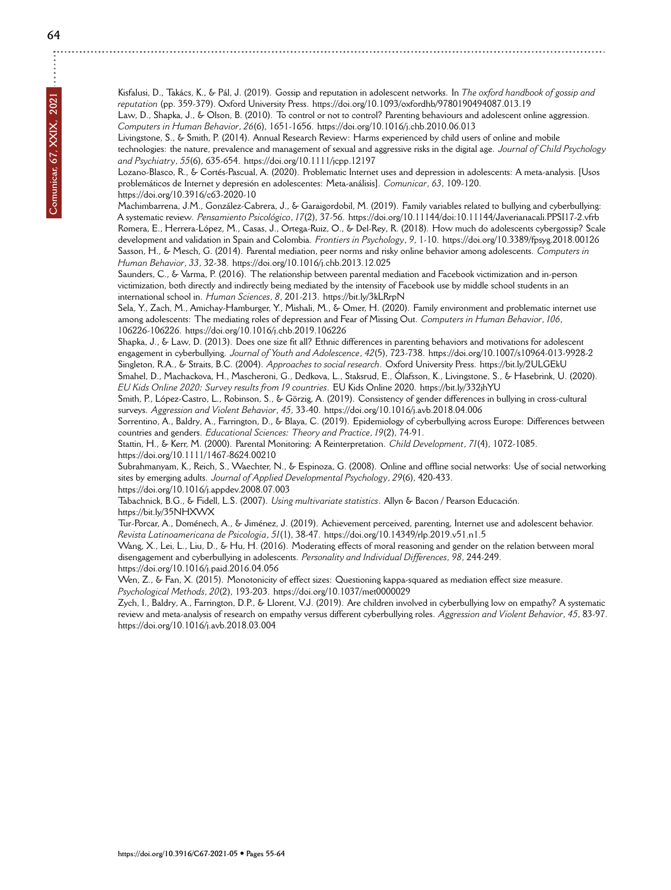Kisfalusi, D., Takács, K., & Pál, J. (2019). Gossip and reputation in adolescent networks. In *The oxford handbook of gossip and reputation* (pp. 359-379). Oxford University Press. https://doi.org/10.1093/oxfordhb/9780190494087.013.19

Law, D., Shapka, J., & Olson, B. (2010). To control or not to control? Parenting behaviours and adolescent online aggression. *Computers in Human Behavior*, *26*(6), 1651-1656. https://doi.org/10.1016/j.chb.2010.06.013

Livingstone, S., & Smith, P. (2014). Annual Research Review: Harms experienced by child users of online and mobile technologies: the nature, prevalence and management of sexual and aggressive risks in the digital age. *Journal of Child Psychology and Psychiatry*, *55*(6), 635-654. https://doi.org/10.1111/jcpp.12197

Lozano-Blasco, R., & Cortés-Pascual, A. (2020). Problematic Internet uses and depression in adolescents: A meta-analysis. [Usos problemáticos de Internet y depresión en adolescentes: Meta-análisis]. *Comunicar*, *63*, 109-120. https://doi.org/10.3916/c63-2020-10

Machimbarrena, J.M., González-Cabrera, J., & Garaigordobil, M. (2019). Family variables related to bullying and cyberbullying: A systematic review. *Pensamiento Psicológico*, *17*(2), 37-56. https://doi.org/10.11144/doi:10.11144/Javerianacali.PPSI17-2.vfrb

Romera, E., Herrera-López, M., Casas, J., Ortega-Ruiz, O., & Del-Rey, R. (2018). How much do adolescents cybergossip? Scale development and validation in Spain and Colombia. *Frontiers in Psychology*, *9*, 1-10. https://doi.org/10.3389/fpsyg.2018.00126

Sasson, H., & Mesch, G. (2014). Parental mediation, peer norms and risky online behavior among adolescents. *Computers in Human Behavior*, *33*, 32-38. https://doi.org/10.1016/j.chb.2013.12.025

Saunders, C., & Varma, P. (2016). The relationship between parental mediation and Facebook victimization and in-person victimization, both directly and indirectly being mediated by the intensity of Facebook use by middle school students in an international school in. *Human Sciences*, *8*, 201-213. https://bit.ly/3kLRrpN

Sela, Y., Zach, M., Amichay-Hamburger, Y., Mishali, M., & Omer, H. (2020). Family environment and problematic internet use among adolescents: The mediating roles of depression and Fear of Missing Out. *Computers in Human Behavior*, *106*, 106226-106226. https://doi.org/10.1016/j.chb.2019.106226

Shapka, J., & Law, D. (2013). Does one size fit all? Ethnic differences in parenting behaviors and motivations for adolescent engagement in cyberbullying. *Journal of Youth and Adolescence*, *42*(5), 723-738. https://doi.org/10.1007/s10964-013-9928-2

Singleton, R.A., & Straits, B.C. (2004). *Approaches to social research*. Oxford University Press. https://bit.ly/2ULGEkU

Smahel, D., Machackova, H., Mascheroni, G., Dedkova, L., Staksrud, E., Ólafsson, K., Livingstone, S., & Hasebrink, U. (2020). *EU Kids Online 2020: Survey results from 19 countries*. EU Kids Online 2020. https://bit.ly/332jhYU

Smith, P., López-Castro, L., Robinson, S., & Görzig, A. (2019). Consistency of gender differences in bullying in cross-cultural surveys. *Aggression and Violent Behavior*, *45*, 33-40. https://doi.org/10.1016/j.avb.2018.04.006

Sorrentino, A., Baldry, A., Farrington, D., & Blaya, C. (2019). Epidemiology of cyberbullying across Europe: Differences between countries and genders. *Educational Sciences: Theory and Practice*, *19*(2), 74-91.

Stattin, H., & Kerr, M. (2000). Parental Monitoring: A Reinterpretation. *Child Development*, *71*(4), 1072-1085. https://doi.org/10.1111/1467-8624.00210

Subrahmanyam, K., Reich, S., Waechter, N., & Espinoza, G. (2008). Online and offline social networks: Use of social networking sites by emerging adults. *Journal of Applied Developmental Psychology*, *29*(6), 420-433. https://doi.org/10.1016/j.appdev.2008.07.003

Tabachnick, B.G., & Fidell, L.S. (2007). *Using multivariate statistics*. Allyn & Bacon / Pearson Educación. https://bit.ly/35NHXWX

Tur-Porcar, A., Doménech, A., & Jiménez, J. (2019). Achievement perceived, parenting, Internet use and adolescent behavior. *Revista Latinoamericana de Psicologia*, *51*(1), 38-47. https://doi.org/10.14349/rlp.2019.v51.n1.5

Wang, X., Lei, L., Liu, D., & Hu, H. (2016). Moderating effects of moral reasoning and gender on the relation between moral disengagement and cyberbullying in adolescents. *Personality and Individual Differences*, *98*, 244-249. https://doi.org/10.1016/j.paid.2016.04.056

Wen, Z., & Fan, X. (2015). Monotonicity of effect sizes: Questioning kappa-squared as mediation effect size measure. *Psychological Methods*, *20*(2), 193-203. https://doi.org/10.1037/met0000029

Zych, I., Baldry, A., Farrington, D.P., & Llorent, V.J. (2019). Are children involved in cyberbullying low on empathy? A systematic review and meta-analysis of research on empathy versus different cyberbullying roles. *Aggression and Violent Behavior*, *45*, 83-97. https://doi.org/10.1016/j.avb.2018.03.004